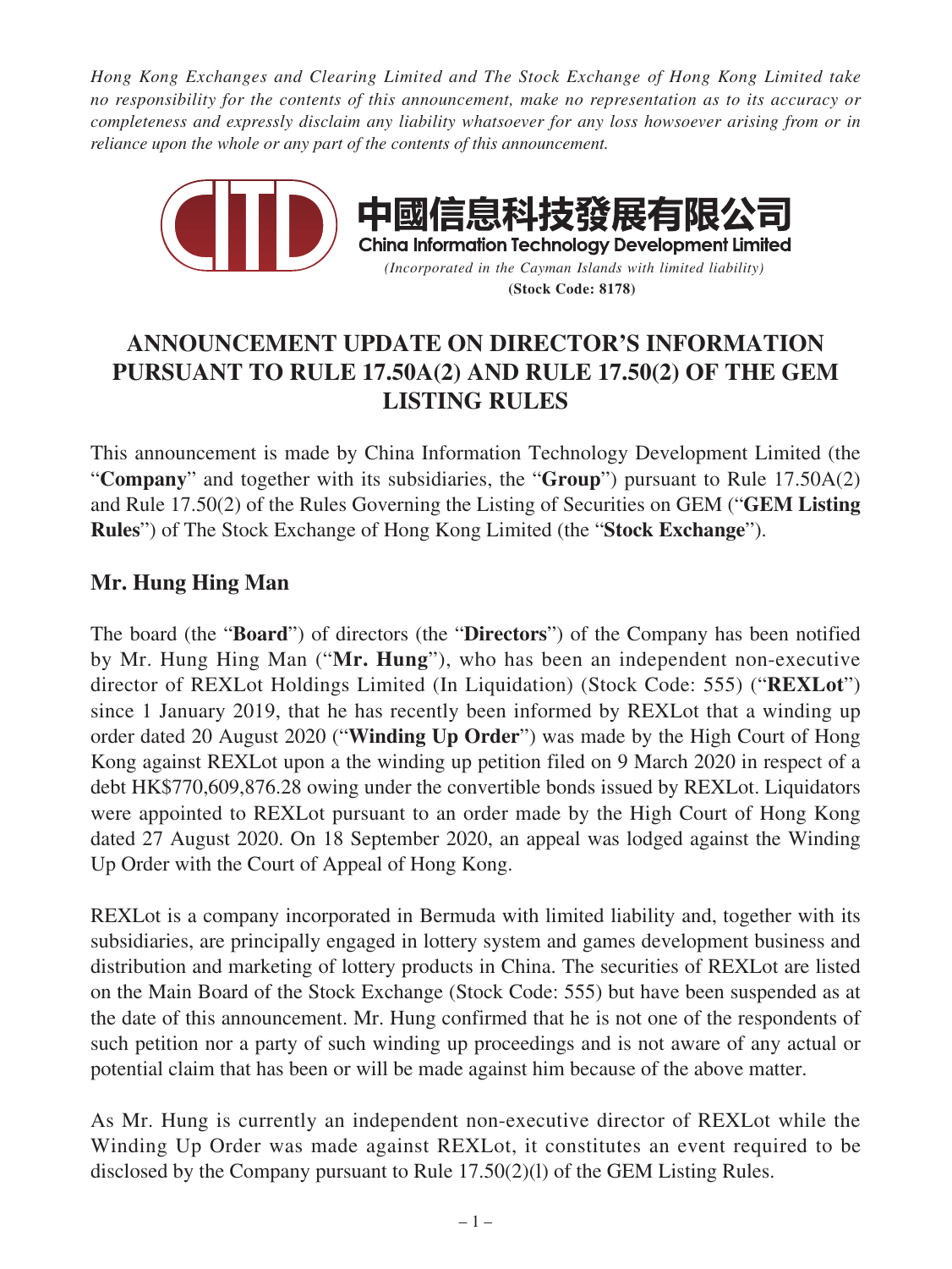*Hong Kong Exchanges and Clearing Limited and The Stock Exchange of Hong Kong Limited take no responsibility for the contents of this announcement, make no representation as to its accuracy or completeness and expressly disclaim any liability whatsoever for any loss howsoever arising from or in reliance upon the whole or any part of the contents of this announcement.*

**中國信息科技發展有限公司**
**China Information Technology Development Limited**
*(Incorporated in the Cayman Islands with limited liability)*
**(Stock Code: 8178)**

# ANNOUNCEMENT UPDATE ON DIRECTOR'S INFORMATION PURSUANT TO RULE 17.50A(2) AND RULE 17.50(2) OF THE GEM LISTING RULES

This announcement is made by China Information Technology Development Limited (the "**Company**" and together with its subsidiaries, the "**Group**") pursuant to Rule 17.50A(2) and Rule 17.50(2) of the Rules Governing the Listing of Securities on GEM ("**GEM Listing Rules**") of The Stock Exchange of Hong Kong Limited (the "**Stock Exchange**").

## Mr. Hung Hing Man

The board (the "**Board**") of directors (the "**Directors**") of the Company has been notified by Mr. Hung Hing Man ("**Mr. Hung**"), who has been an independent non-executive director of REXLot Holdings Limited (In Liquidation) (Stock Code: 555) ("**REXLot**") since 1 January 2019, that he has recently been informed by REXLot that a winding up order dated 20 August 2020 ("**Winding Up Order**") was made by the High Court of Hong Kong against REXLot upon a the winding up petition filed on 9 March 2020 in respect of a debt HK$770,609,876.28 owing under the convertible bonds issued by REXLot. Liquidators were appointed to REXLot pursuant to an order made by the High Court of Hong Kong dated 27 August 2020. On 18 September 2020, an appeal was lodged against the Winding Up Order with the Court of Appeal of Hong Kong.

REXLot is a company incorporated in Bermuda with limited liability and, together with its subsidiaries, are principally engaged in lottery system and games development business and distribution and marketing of lottery products in China. The securities of REXLot are listed on the Main Board of the Stock Exchange (Stock Code: 555) but have been suspended as at the date of this announcement. Mr. Hung confirmed that he is not one of the respondents of such petition nor a party of such winding up proceedings and is not aware of any actual or potential claim that has been or will be made against him because of the above matter.

As Mr. Hung is currently an independent non-executive director of REXLot while the Winding Up Order was made against REXLot, it constitutes an event required to be disclosed by the Company pursuant to Rule 17.50(2)(l) of the GEM Listing Rules.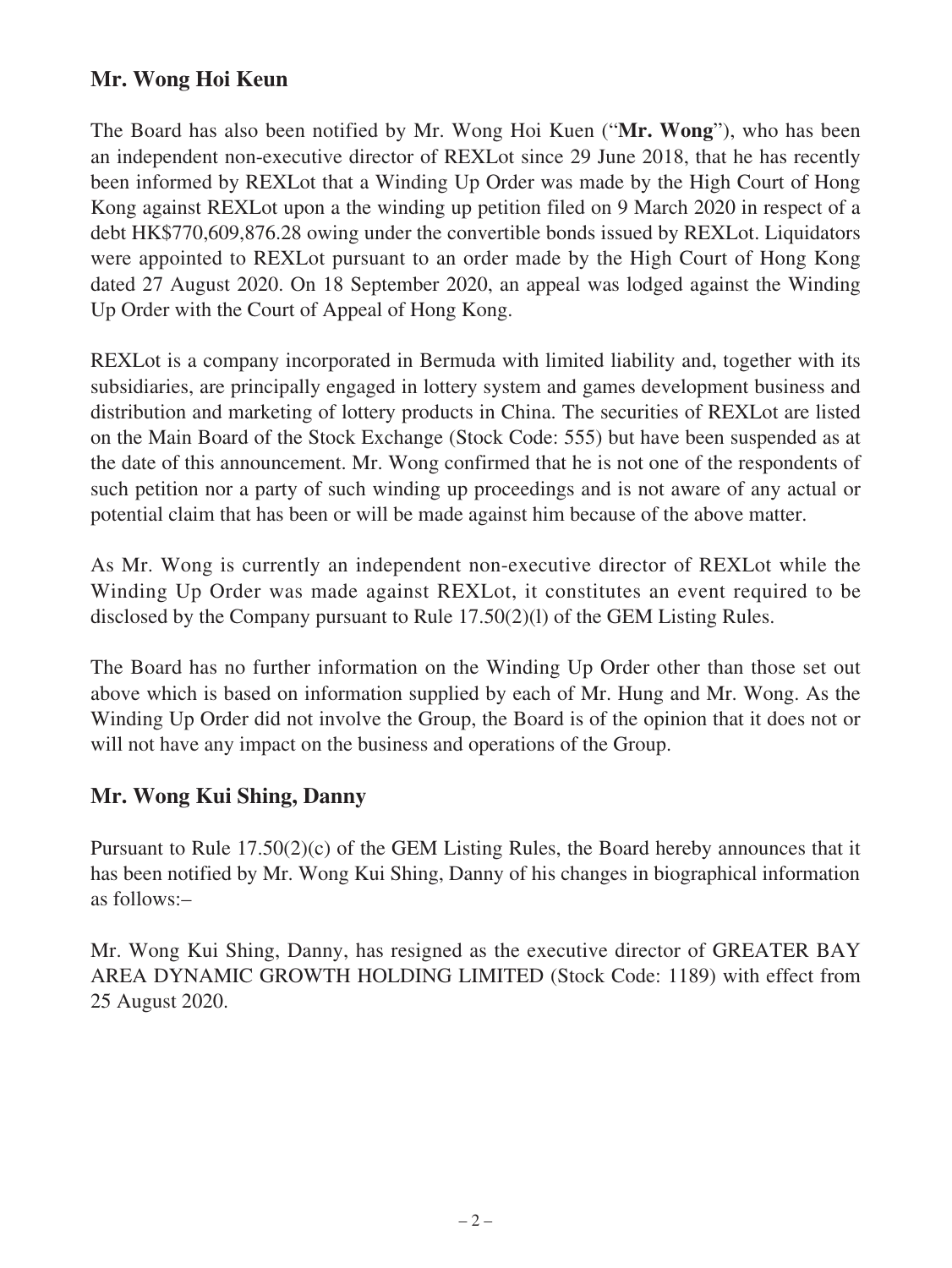## Mr. Wong Hoi Keun

The Board has also been notified by Mr. Wong Hoi Kuen ("**Mr. Wong**"), who has been an independent non-executive director of REXLot since 29 June 2018, that he has recently been informed by REXLot that a Winding Up Order was made by the High Court of Hong Kong against REXLot upon a the winding up petition filed on 9 March 2020 in respect of a debt HK$770,609,876.28 owing under the convertible bonds issued by REXLot. Liquidators were appointed to REXLot pursuant to an order made by the High Court of Hong Kong dated 27 August 2020. On 18 September 2020, an appeal was lodged against the Winding Up Order with the Court of Appeal of Hong Kong.

REXLot is a company incorporated in Bermuda with limited liability and, together with its subsidiaries, are principally engaged in lottery system and games development business and distribution and marketing of lottery products in China. The securities of REXLot are listed on the Main Board of the Stock Exchange (Stock Code: 555) but have been suspended as at the date of this announcement. Mr. Wong confirmed that he is not one of the respondents of such petition nor a party of such winding up proceedings and is not aware of any actual or potential claim that has been or will be made against him because of the above matter.

As Mr. Wong is currently an independent non-executive director of REXLot while the Winding Up Order was made against REXLot, it constitutes an event required to be disclosed by the Company pursuant to Rule 17.50(2)(l) of the GEM Listing Rules.

The Board has no further information on the Winding Up Order other than those set out above which is based on information supplied by each of Mr. Hung and Mr. Wong. As the Winding Up Order did not involve the Group, the Board is of the opinion that it does not or will not have any impact on the business and operations of the Group.

## Mr. Wong Kui Shing, Danny

Pursuant to Rule 17.50(2)(c) of the GEM Listing Rules, the Board hereby announces that it has been notified by Mr. Wong Kui Shing, Danny of his changes in biographical information as follows:–

Mr. Wong Kui Shing, Danny, has resigned as the executive director of GREATER BAY AREA DYNAMIC GROWTH HOLDING LIMITED (Stock Code: 1189) with effect from 25 August 2020.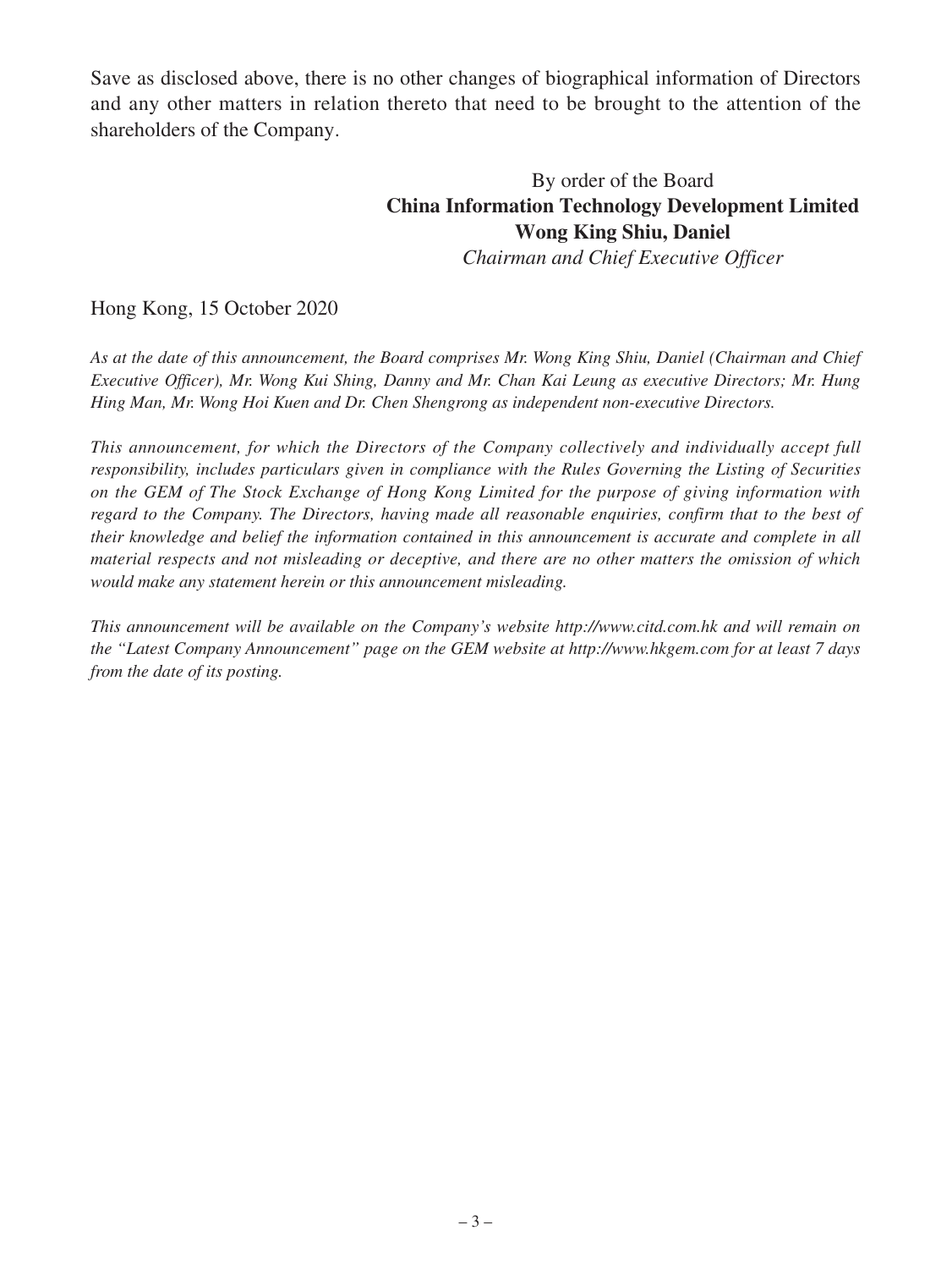Save as disclosed above, there is no other changes of biographical information of Directors and any other matters in relation thereto that need to be brought to the attention of the shareholders of the Company.

By order of the Board
**China Information Technology Development Limited**
**Wong King Shiu, Daniel**
*Chairman and Chief Executive Officer*

Hong Kong, 15 October 2020

*As at the date of this announcement, the Board comprises Mr. Wong King Shiu, Daniel (Chairman and Chief Executive Officer), Mr. Wong Kui Shing, Danny and Mr. Chan Kai Leung as executive Directors; Mr. Hung Hing Man, Mr. Wong Hoi Kuen and Dr. Chen Shengrong as independent non-executive Directors.*

*This announcement, for which the Directors of the Company collectively and individually accept full responsibility, includes particulars given in compliance with the Rules Governing the Listing of Securities on the GEM of The Stock Exchange of Hong Kong Limited for the purpose of giving information with regard to the Company. The Directors, having made all reasonable enquiries, confirm that to the best of their knowledge and belief the information contained in this announcement is accurate and complete in all material respects and not misleading or deceptive, and there are no other matters the omission of which would make any statement herein or this announcement misleading.*

*This announcement will be available on the Company's website http://www.citd.com.hk and will remain on the "Latest Company Announcement" page on the GEM website at http://www.hkgem.com for at least 7 days from the date of its posting.*